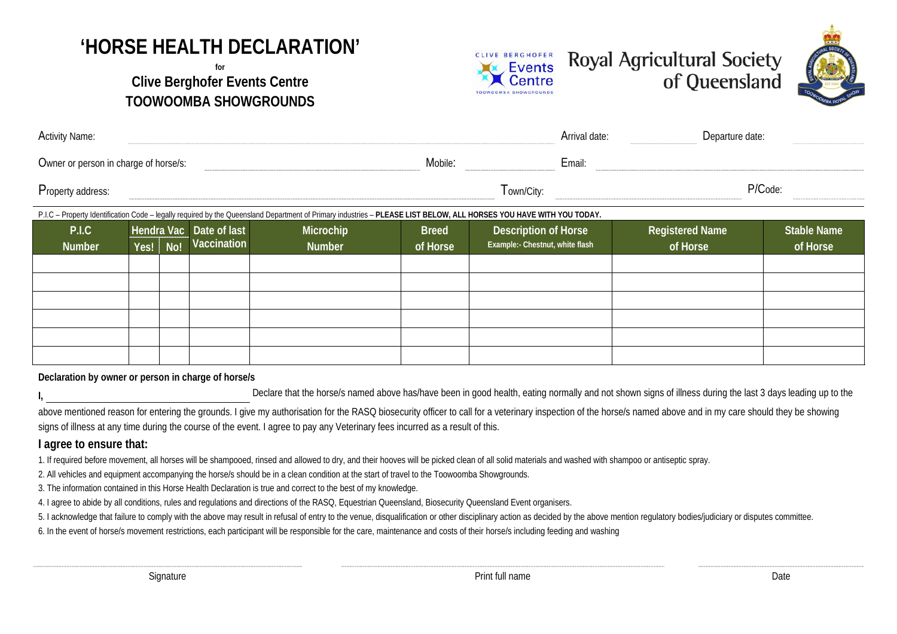# 'HORSE HEALTH DECLARATION'

**for**

## Clive Berghofer Events Centre
## TOOWOOMBA SHOWGROUNDS

Royal Agricultural Society of Queensland

Activity Name: ______________________ Arrival date: __________ Departure date: __________

Owner or person in charge of horse/s: ______________________ Mobile: __________ Email: ______________________

Property address: ______________________ Town/City: ______________________ P/Code: __________

P.I.C – Property Identification Code – legally required by the Queensland Department of Primary industries – **PLEASE LIST BELOW, ALL HORSES YOU HAVE WITH YOU TODAY.**

| P.I.C Number | Hendra Vac Yes! | Hendra Vac No! | Date of last Vaccination | Microchip Number | Breed of Horse | Description of Horse Example:- Chestnut, white flash | Registered Name of Horse | Stable Name of Horse |
|---|---|---|---|---|---|---|---|---|
| | | | | | | | | |
| | | | | | | | | |
| | | | | | | | | |
| | | | | | | | | |
| | | | | | | | | |
| | | | | | | | | |

**Declaration by owner or person in charge of horse/s**

**I,** ______________________ Declare that the horse/s named above has/have been in good health, eating normally and not shown signs of illness during the last 3 days leading up to the above mentioned reason for entering the grounds. I give my authorisation for the RASQ biosecurity officer to call for a veterinary inspection of the horse/s named above and in my care should they be showing signs of illness at any time during the course of the event. I agree to pay any Veterinary fees incurred as a result of this.

### I agree to ensure that:

1. If required before movement, all horses will be shampooed, rinsed and allowed to dry, and their hooves will be picked clean of all solid materials and washed with shampoo or antiseptic spray.
2. All vehicles and equipment accompanying the horse/s should be in a clean condition at the start of travel to the Toowoomba Showgrounds.
3. The information contained in this Horse Health Declaration is true and correct to the best of my knowledge.
4. I agree to abide by all conditions, rules and regulations and directions of the RASQ, Equestrian Queensland, Biosecurity Queensland Event organisers.
5. I acknowledge that failure to comply with the above may result in refusal of entry to the venue, disqualification or other disciplinary action as decided by the above mention regulatory bodies/judiciary or disputes committee.
6. In the event of horse/s movement restrictions, each participant will be responsible for the care, maintenance and costs of their horse/s including feeding and washing

______________________ Signature ______________________ Print full name ______________________ Date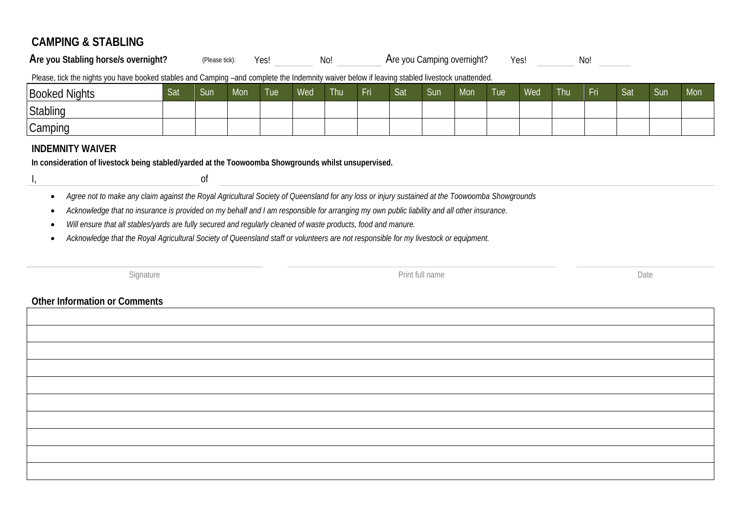## CAMPING & STABLING

**Are you Stabling horse/s overnight?** (Please tick): Yes! ________ No! ________ Are you Camping overnight? Yes! ________ No! ________

Please, tick the nights you have booked stables and Camping –and complete the Indemnity waiver below if leaving stabled livestock unattended.

| Booked Nights | Sat | Sun | Mon | Tue | Wed | Thu | Fri | Sat | Sun | Mon | Tue | Wed | Thu | Fri | Sat | Sun | Mon |
|---|---|---|---|---|---|---|---|---|---|---|---|---|---|---|---|---|---|
| Stabling | | | | | | | | | | | | | | | | | |
| Camping | | | | | | | | | | | | | | | | | |

### INDEMNITY WAIVER

**In consideration of livestock being stabled/yarded at the Toowoomba Showgrounds whilst unsupervised.**

I, ______________________________ of ______________________________________________________________

- *Agree not to make any claim against the Royal Agricultural Society of Queensland for any loss or injury sustained at the Toowoomba Showgrounds*
- *Acknowledge that no insurance is provided on my behalf and I am responsible for arranging my own public liability and all other insurance.*
- *Will ensure that all stables/yards are fully secured and regularly cleaned of waste products, food and manure.*
- *Acknowledge that the Royal Agricultural Society of Queensland staff or volunteers are not responsible for my livestock or equipment.*

______________________________ ______________________________ ______________________________

Signature Print full name Date

### Other Information or Comments

| |
|---|
| |
| |
| |
| |
| |
| |
| |
| |
| |
| |